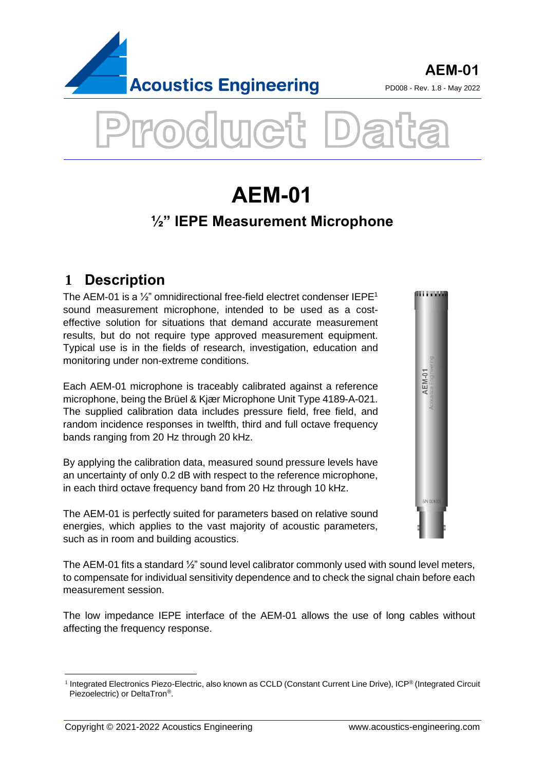# AEM-01

## ½" IEPE Measurement Microphone

## 1 Description

The AEM-01 is a ½" omnidirectional free-field electret condenser IEPE[1] sound measurement microphone, intended to be used as a cost-effective solution for situations that demand accurate measurement results, but do not require type approved measurement equipment. Typical use is in the fields of research, investigation, education and monitoring under non-extreme conditions.

Each AEM-01 microphone is traceably calibrated against a reference microphone, being the Brüel & Kjær Microphone Unit Type 4189-A-021. The supplied calibration data includes pressure field, free field, and random incidence responses in twelfth, third and full octave frequency bands ranging from 20 Hz through 20 kHz.

By applying the calibration data, measured sound pressure levels have an uncertainty of only 0.2 dB with respect to the reference microphone, in each third octave frequency band from 20 Hz through 10 kHz.

The AEM-01 is perfectly suited for parameters based on relative sound energies, which applies to the vast majority of acoustic parameters, such as in room and building acoustics.

The AEM-01 fits a standard ½" sound level calibrator commonly used with sound level meters, to compensate for individual sensitivity dependence and to check the signal chain before each measurement session.

The low impedance IEPE interface of the AEM-01 allows the use of long cables without affecting the frequency response.

[1] Integrated Electronics Piezo-Electric, also known as CCLD (Constant Current Line Drive), ICP® (Integrated Circuit Piezoelectric) or DeltaTron®.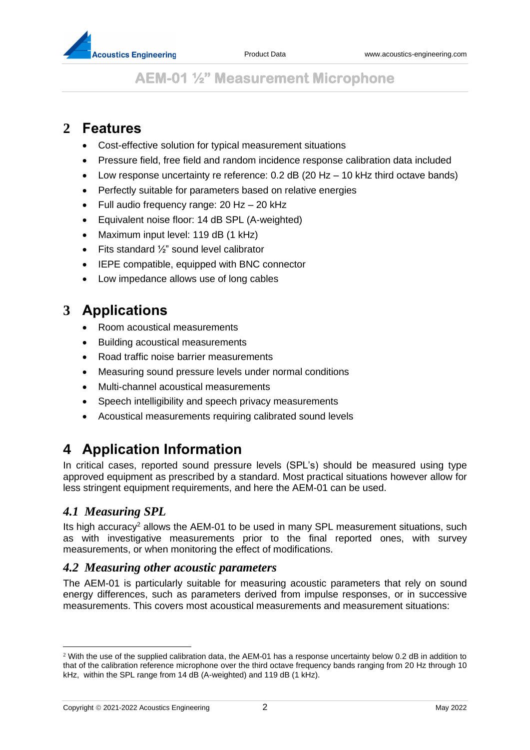## 2 Features

- Cost-effective solution for typical measurement situations
- Pressure field, free field and random incidence response calibration data included
- Low response uncertainty re reference: 0.2 dB (20 Hz – 10 kHz third octave bands)
- Perfectly suitable for parameters based on relative energies
- Full audio frequency range: 20 Hz – 20 kHz
- Equivalent noise floor: 14 dB SPL (A-weighted)
- Maximum input level: 119 dB (1 kHz)
- Fits standard ½" sound level calibrator
- IEPE compatible, equipped with BNC connector
- Low impedance allows use of long cables

## 3 Applications

- Room acoustical measurements
- Building acoustical measurements
- Road traffic noise barrier measurements
- Measuring sound pressure levels under normal conditions
- Multi-channel acoustical measurements
- Speech intelligibility and speech privacy measurements
- Acoustical measurements requiring calibrated sound levels

## 4 Application Information

In critical cases, reported sound pressure levels (SPL's) should be measured using type approved equipment as prescribed by a standard. Most practical situations however allow for less stringent equipment requirements, and here the AEM-01 can be used.

### *4.1 Measuring SPL*

Its high accuracy[2] allows the AEM-01 to be used in many SPL measurement situations, such as with investigative measurements prior to the final reported ones, with survey measurements, or when monitoring the effect of modifications.

### *4.2 Measuring other acoustic parameters*

The AEM-01 is particularly suitable for measuring acoustic parameters that rely on sound energy differences, such as parameters derived from impulse responses, or in successive measurements. This covers most acoustical measurements and measurement situations:

---

[2] With the use of the supplied calibration data, the AEM-01 has a response uncertainty below 0.2 dB in addition to that of the calibration reference microphone over the third octave frequency bands ranging from 20 Hz through 10 kHz, within the SPL range from 14 dB (A-weighted) and 119 dB (1 kHz).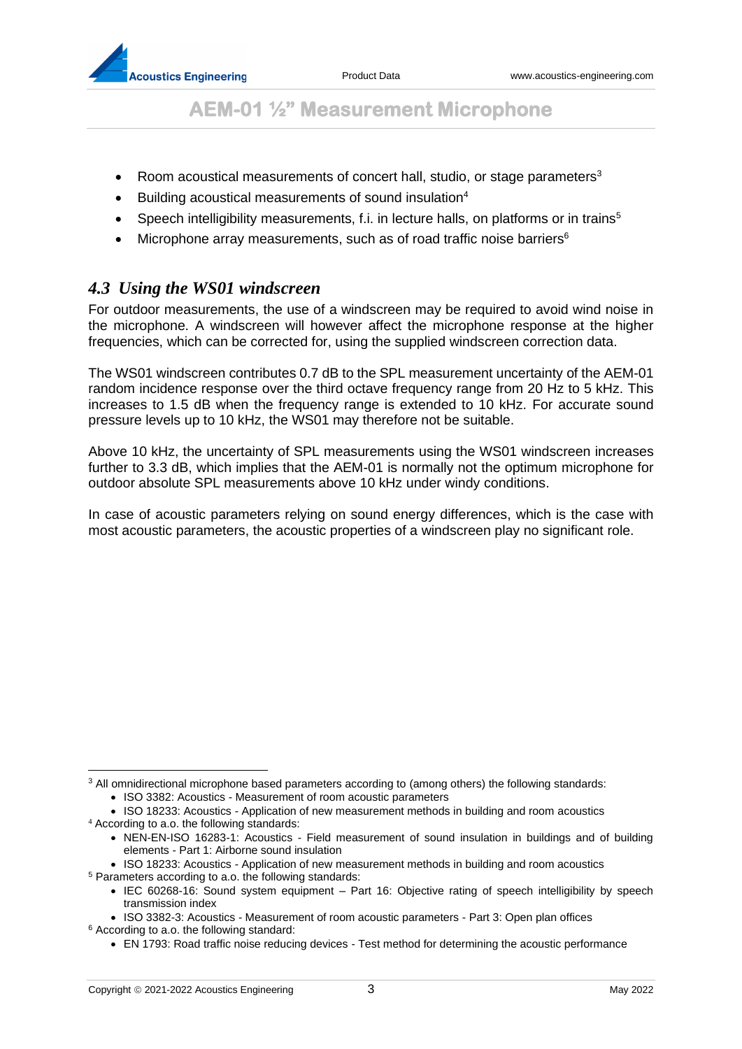- Room acoustical measurements of concert hall, studio, or stage parameters[3]
- Building acoustical measurements of sound insulation[4]
- Speech intelligibility measurements, f.i. in lecture halls, on platforms or in trains[5]
- Microphone array measurements, such as of road traffic noise barriers[6]

## *4.3 Using the WS01 windscreen*

For outdoor measurements, the use of a windscreen may be required to avoid wind noise in the microphone. A windscreen will however affect the microphone response at the higher frequencies, which can be corrected for, using the supplied windscreen correction data.

The WS01 windscreen contributes 0.7 dB to the SPL measurement uncertainty of the AEM-01 random incidence response over the third octave frequency range from 20 Hz to 5 kHz. This increases to 1.5 dB when the frequency range is extended to 10 kHz. For accurate sound pressure levels up to 10 kHz, the WS01 may therefore not be suitable.

Above 10 kHz, the uncertainty of SPL measurements using the WS01 windscreen increases further to 3.3 dB, which implies that the AEM-01 is normally not the optimum microphone for outdoor absolute SPL measurements above 10 kHz under windy conditions.

In case of acoustic parameters relying on sound energy differences, which is the case with most acoustic parameters, the acoustic properties of a windscreen play no significant role.

---

[3] All omnidirectional microphone based parameters according to (among others) the following standards:
- ISO 3382: Acoustics - Measurement of room acoustic parameters
- ISO 18233: Acoustics - Application of new measurement methods in building and room acoustics

[4] According to a.o. the following standards:
- NEN-EN-ISO 16283-1: Acoustics - Field measurement of sound insulation in buildings and of building elements - Part 1: Airborne sound insulation
- ISO 18233: Acoustics - Application of new measurement methods in building and room acoustics

[5] Parameters according to a.o. the following standards:
- IEC 60268-16: Sound system equipment – Part 16: Objective rating of speech intelligibility by speech transmission index
- ISO 3382-3: Acoustics - Measurement of room acoustic parameters - Part 3: Open plan offices

[6] According to a.o. the following standard:
- EN 1793: Road traffic noise reducing devices - Test method for determining the acoustic performance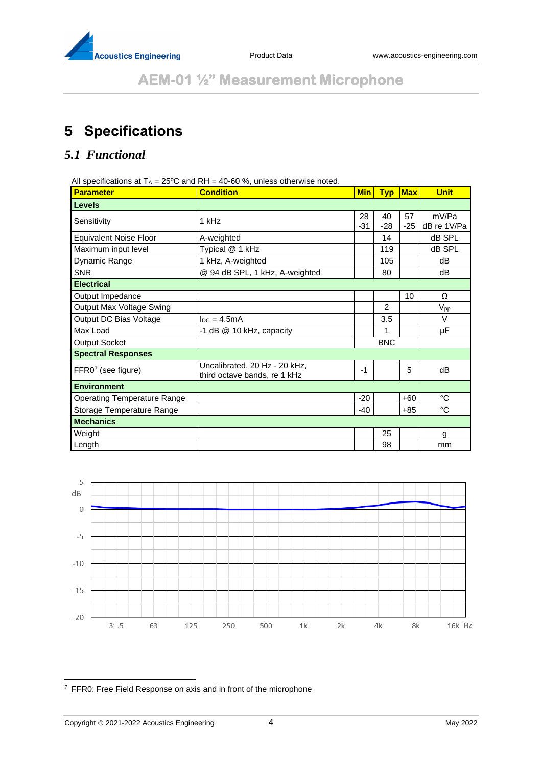# AEM-01 ½” Measurement Microphone

# 5 Specifications

## *5.1 Functional*

All specifications at $T_A$ = 25ºC and RH = 40-60 %, unless otherwise noted.

| Parameter | Condition | Min | Typ | Max | Unit |
|---|---|---|---|---|---|
| **Levels** | | | | | |
| Sensitivity | 1 kHz | 28<br>-31 | 40<br>-28 | 57<br>-25 | mV/Pa<br>dB re 1V/Pa |
| Equivalent Noise Floor | A-weighted | | 14 | | dB SPL |
| Maximum input level | Typical @ 1 kHz | | 119 | | dB SPL |
| Dynamic Range | 1 kHz, A-weighted | | 105 | | dB |
| SNR | @ 94 dB SPL, 1 kHz, A-weighted | | 80 | | dB |
| **Electrical** | | | | | |
| Output Impedance | | | | 10 | Ω |
| Output Max Voltage Swing | | | 2 | | $V_{pp}$ |
| Output DC Bias Voltage | $I_{DC}$ = 4.5mA | | 3.5 | | V |
| Max Load | -1 dB @ 10 kHz, capacity | | 1 | | µF |
| Output Socket | | | BNC | | |
| **Spectral Responses** | | | | | |
| FFR0[7] (see figure) | Uncalibrated, 20 Hz - 20 kHz, third octave bands, re 1 kHz | -1 | | 5 | dB |
| **Environment** | | | | | |
| Operating Temperature Range | | -20 | | +60 | °C |
| Storage Temperature Range | | -40 | | +85 | °C |
| **Mechanics** | | | | | |
| Weight | | | 25 | | g |
| Length | | | 98 | | mm |

[7] FFR0: Free Field Response on axis and in front of the microphone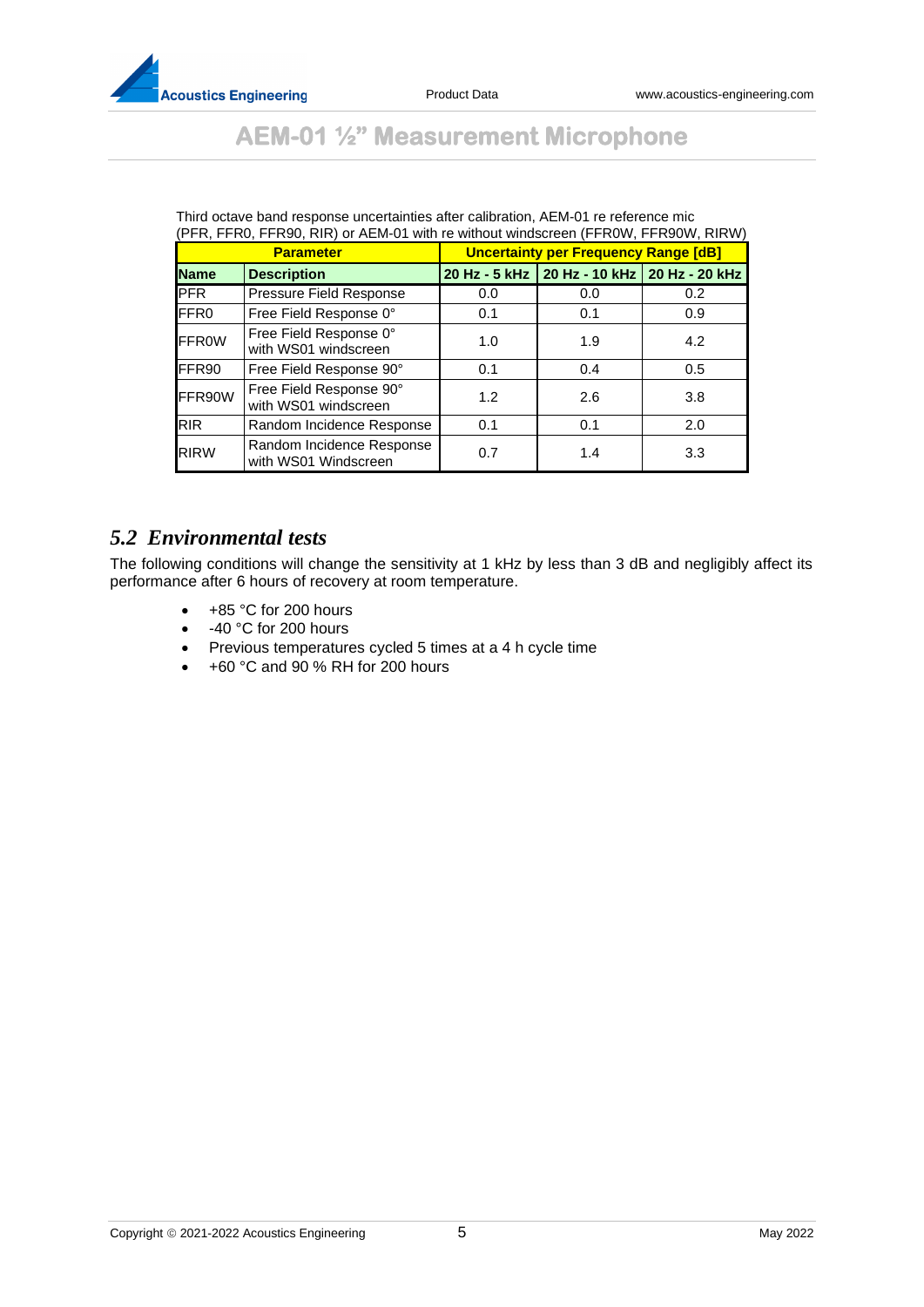Third octave band response uncertainties after calibration, AEM-01 re reference mic (PFR, FFR0, FFR90, RIR) or AEM-01 with re without windscreen (FFR0W, FFR90W, RIRW)

| Parameter | | Uncertainty per Frequency Range [dB] | | |
|---|---|---|---|---|
| **Name** | **Description** | **20 Hz - 5 kHz** | **20 Hz - 10 kHz** | **20 Hz - 20 kHz** |
| PFR | Pressure Field Response | 0.0 | 0.0 | 0.2 |
| FFR0 | Free Field Response 0° | 0.1 | 0.1 | 0.9 |
| FFR0W | Free Field Response 0° with WS01 windscreen | 1.0 | 1.9 | 4.2 |
| FFR90 | Free Field Response 90° | 0.1 | 0.4 | 0.5 |
| FFR90W | Free Field Response 90° with WS01 windscreen | 1.2 | 2.6 | 3.8 |
| RIR | Random Incidence Response | 0.1 | 0.1 | 2.0 |
| RIRW | Random Incidence Response with WS01 Windscreen | 0.7 | 1.4 | 3.3 |

## *5.2 Environmental tests*

The following conditions will change the sensitivity at 1 kHz by less than 3 dB and negligibly affect its performance after 6 hours of recovery at room temperature.

- +85 °C for 200 hours
- -40 °C for 200 hours
- Previous temperatures cycled 5 times at a 4 h cycle time
- +60 °C and 90 % RH for 200 hours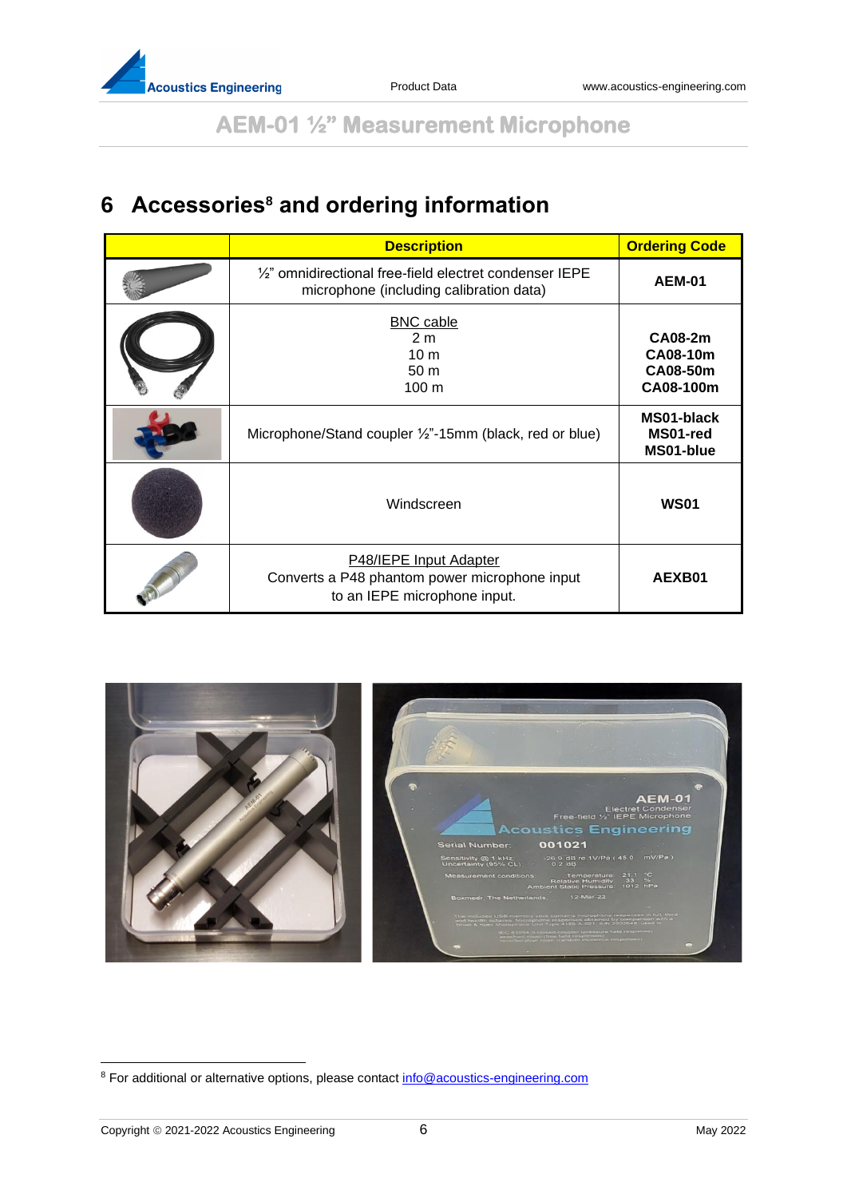# 6 Accessories[8] and ordering information

| | Description | Ordering Code |
|---|---|---|
| | ½" omnidirectional free-field electret condenser IEPE microphone (including calibration data) | **AEM-01** |
| | BNC cable<br>2 m<br>10 m<br>50 m<br>100 m | **CA08-2m**<br>**CA08-10m**<br>**CA08-50m**<br>**CA08-100m** |
| | Microphone/Stand coupler ½"-15mm (black, red or blue) | **MS01-black**<br>**MS01-red**<br>**MS01-blue** |
| | Windscreen | **WS01** |
| | P48/IEPE Input Adapter<br>Converts a P48 phantom power microphone input to an IEPE microphone input. | **AEXB01** |

[8] For additional or alternative options, please contact info@acoustics-engineering.com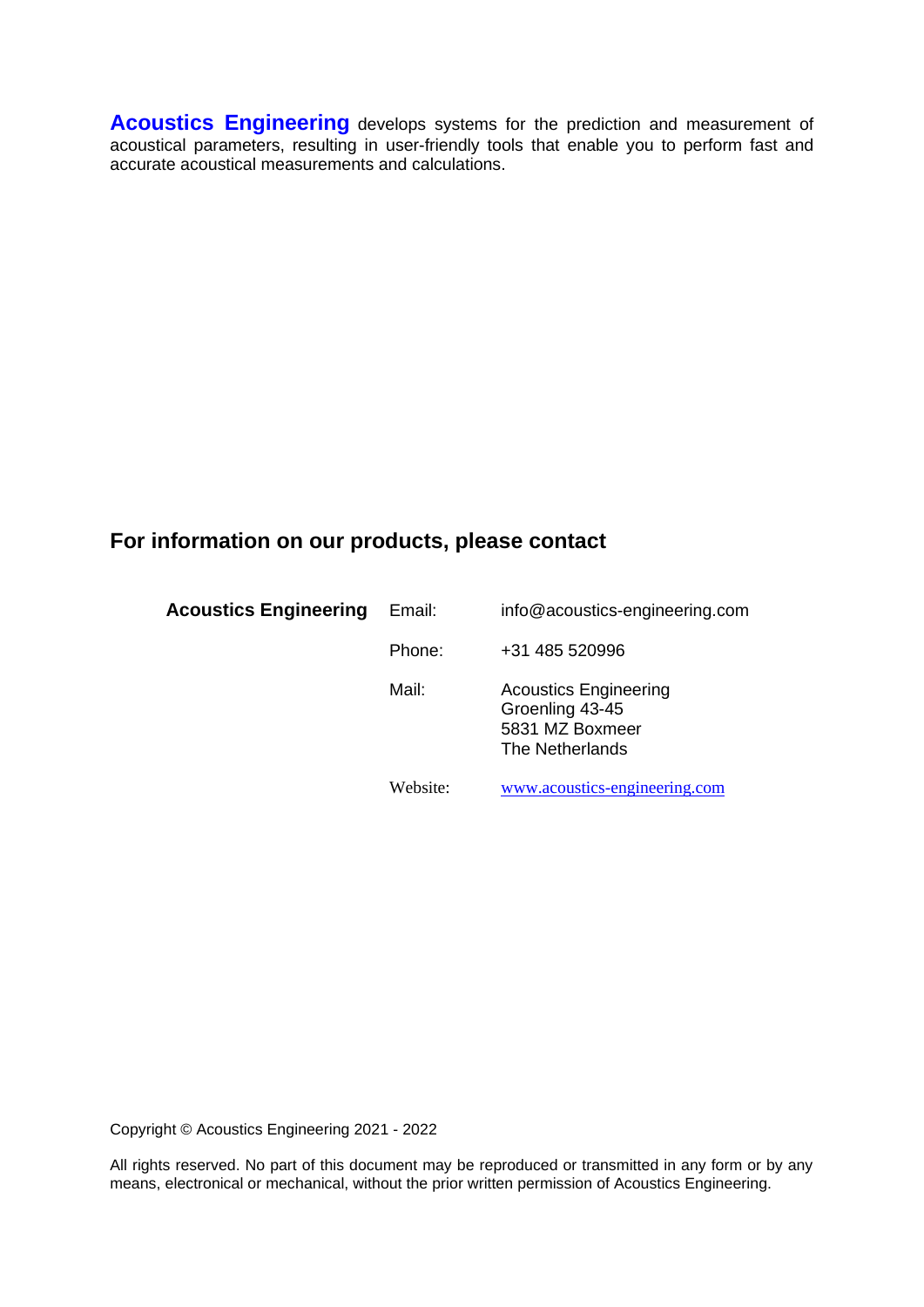**Acoustics Engineering** develops systems for the prediction and measurement of acoustical parameters, resulting in user-friendly tools that enable you to perform fast and accurate acoustical measurements and calculations.

## For information on our products, please contact

| | | |
|---|---|---|
| **Acoustics Engineering** | Email: | info@acoustics-engineering.com |
| | Phone: | +31 485 520996 |
| | Mail: | Acoustics Engineering<br>Groenling 43-45<br>5831 MZ Boxmeer<br>The Netherlands |
| | Website: | www.acoustics-engineering.com |

Copyright © Acoustics Engineering 2021 - 2022

All rights reserved. No part of this document may be reproduced or transmitted in any form or by any means, electronical or mechanical, without the prior written permission of Acoustics Engineering.